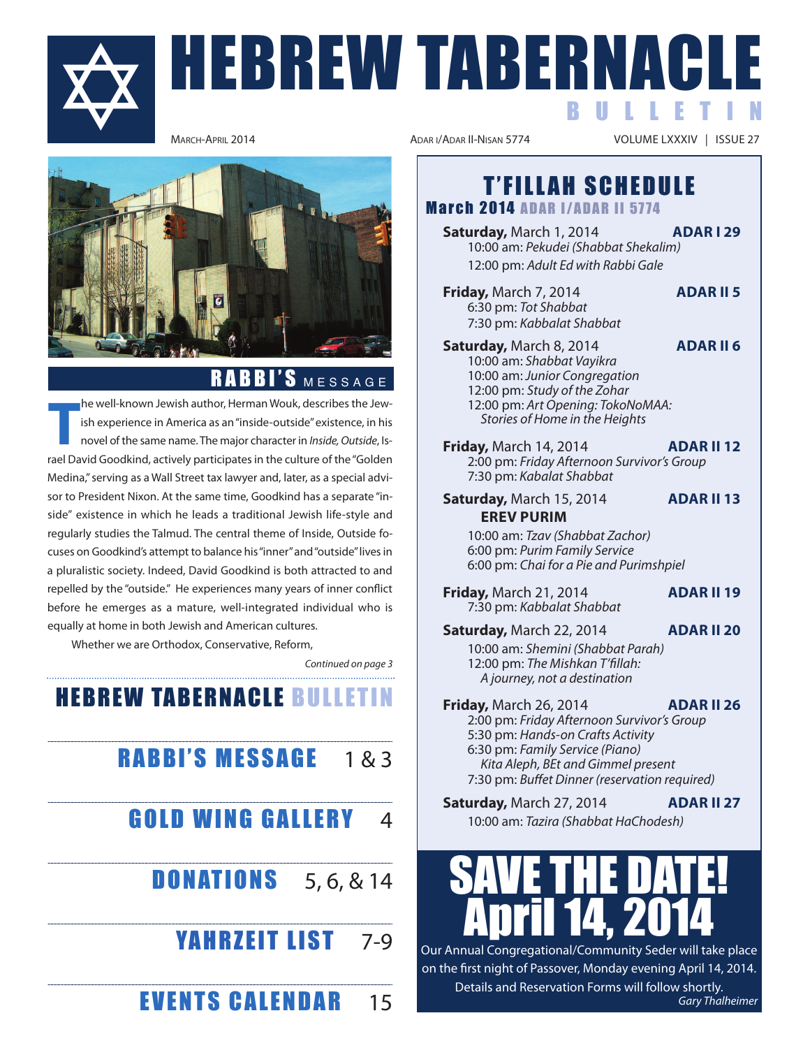# HEBREW TABERNACLE BULLETIN

March-April 2014 | Adar I/Adar II-Nisan 5774 | Volume LXXXIV | Issue 27

## RABBI'S MESSAGE

The well-known Jewish author, Herman Wouk, describes the Jewish experience in America as an "inside-outside" existence, in his novel of the same name. The major character in *Inside, Outside*, Israel David Goodkind, actively participates in the culture of the "Golden Medina," serving as a Wall Street tax lawyer and, later, as a special advisor to President Nixon. At the same time, Goodkind has a separate "inside" existence in which he leads a traditional Jewish life-style and regularly studies the Talmud. The central theme of Inside, Outside focuses on Goodkind's attempt to balance his "inner" and "outside" lives in a pluralistic society. Indeed, David Goodkind is both attracted to and repelled by the "outside." He experiences many years of inner conflict before he emerges as a mature, well-integrated individual who is equally at home in both Jewish and American cultures.

Whether we are Orthodox, Conservative, Reform,

*Continued on page 3*

## HEBREW TABERNACLE BULLETIN

- **RABBI'S MESSAGE** 1 & 3
- **GOLD WING GALLERY** 4
- **DONATIONS** 5, 6, & 14
- **YAHRZEIT LIST** 7-9
- **EVENTS CALENDAR** 15

## T'FILLAH SCHEDULE

### March 2014 ADAR I/ADAR II 5774

**Saturday,** March 1, 2014 — **ADAR I 29**
10:00 am: *Pekudei (Shabbat Shekalim)*
12:00 pm: *Adult Ed with Rabbi Gale*

**Friday,** March 7, 2014 — **ADAR II 5**
6:30 pm: *Tot Shabbat*
7:30 pm: *Kabbalat Shabbat*

**Saturday,** March 8, 2014 — **ADAR II 6**
10:00 am: *Shabbat Vayikra*
10:00 am: *Junior Congregation*
12:00 pm: *Study of the Zohar*
12:00 pm: *Art Opening: TokoNoMAA: Stories of Home in the Heights*

**Friday,** March 14, 2014 — **ADAR II 12**
2:00 pm: *Friday Afternoon Survivor's Group*
7:30 pm: *Kabalat Shabbat*

**Saturday,** March 15, 2014 — **ADAR II 13**
**EREV PURIM**
10:00 am: *Tzav (Shabbat Zachor)*
6:00 pm: *Purim Family Service*
6:00 pm: *Chai for a Pie and Purimshpiel*

**Friday,** March 21, 2014 — **ADAR II 19**
7:30 pm: *Kabbalat Shabbat*

**Saturday,** March 22, 2014 — **ADAR II 20**
10:00 am: *Shemini (Shabbat Parah)*
12:00 pm: *The Mishkan T'fillah: A journey, not a destination*

**Friday,** March 26, 2014 — **ADAR II 26**
2:00 pm: *Friday Afternoon Survivor's Group*
5:30 pm: *Hands-on Crafts Activity*
6:30 pm: *Family Service (Piano) Kita Aleph, BEt and Gimmel present*
7:30 pm: *Buffet Dinner (reservation required)*

**Saturday,** March 27, 2014 — **ADAR II 27**
10:00 am: *Tazira (Shabbat HaChodesh)*

## SAVE THE DATE! April 14, 2014

Our Annual Congregational/Community Seder will take place on the first night of Passover, Monday evening April 14, 2014. Details and Reservation Forms will follow shortly.

*Gary Thalheimer*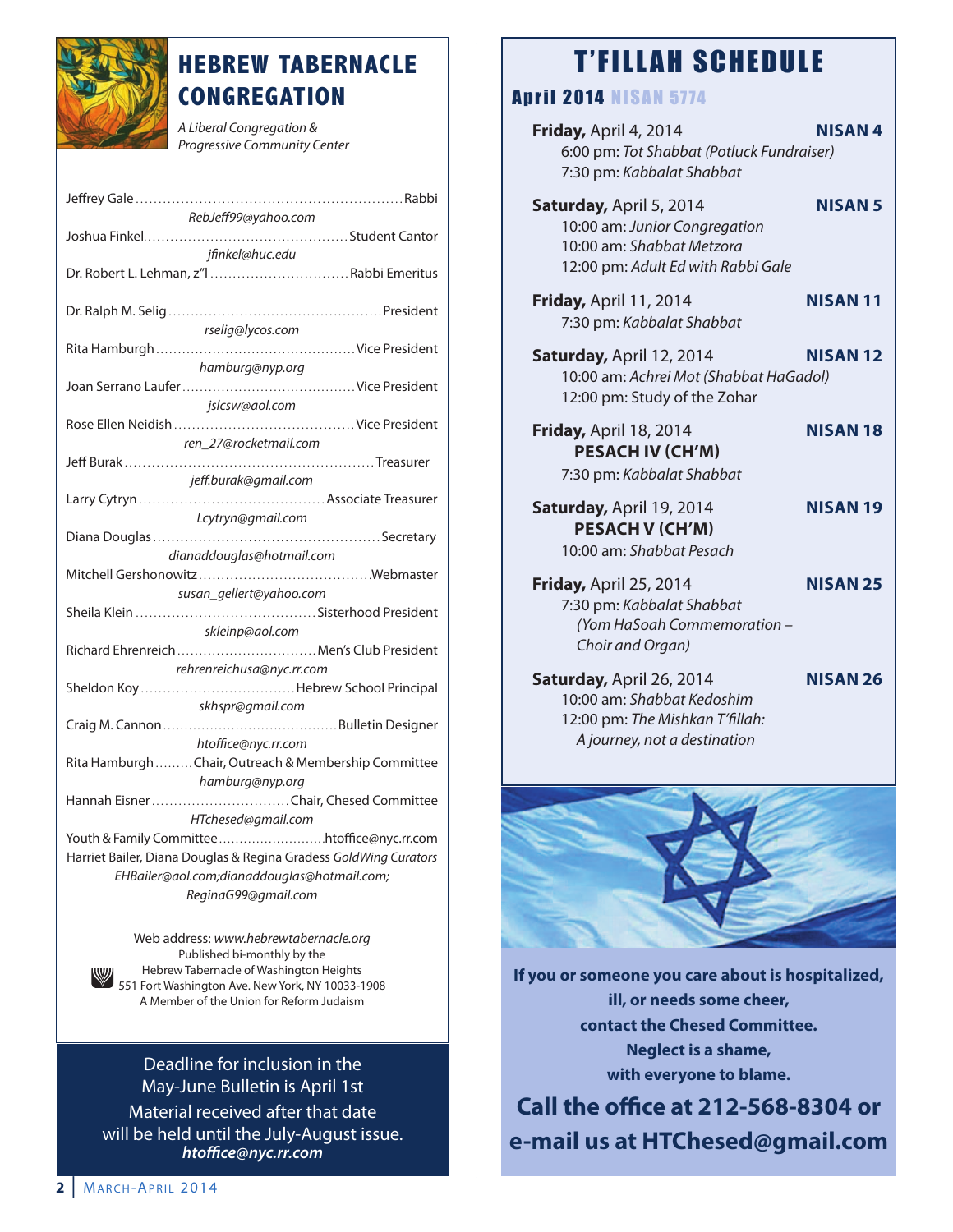# HEBREW TABERNACLE CONGREGATION

*A Liberal Congregation & Progressive Community Center*

Jeffrey Gale .......... Rabbi
*RebJeff99@yahoo.com*

Joshua Finkel .......... Student Cantor
*jfinkel@huc.edu*

Dr. Robert L. Lehman, z"l .......... Rabbi Emeritus

Dr. Ralph M. Selig .......... President
*rselig@lycos.com*

Rita Hamburgh .......... Vice President
*hamburg@nyp.org*

Joan Serrano Laufer .......... Vice President
*jslcsw@aol.com*

Rose Ellen Neidish .......... Vice President
*ren_27@rocketmail.com*

Jeff Burak .......... Treasurer
*jeff.burak@gmail.com*

Larry Cytryn .......... Associate Treasurer
*Lcytryn@gmail.com*

Diana Douglas .......... Secretary
*dianaddouglas@hotmail.com*

Mitchell Gershonowitz .......... Webmaster
*susan_gellert@yahoo.com*

Sheila Klein .......... Sisterhood President
*skleinp@aol.com*

Richard Ehrenreich .......... Men's Club President
*rehrenreichusa@nyc.rr.com*

Sheldon Koy .......... Hebrew School Principal
*skhspr@gmail.com*

Craig M. Cannon .......... Bulletin Designer
*htoffice@nyc.rr.com*

Rita Hamburgh .......... Chair, Outreach & Membership Committee
*hamburg@nyp.org*

Hannah Eisner .......... Chair, Chesed Committee
*HTchesed@gmail.com*

Youth & Family Committee .......... htoffice@nyc.rr.com

Harriet Bailer, Diana Douglas & Regina Gradess *GoldWing Curators*
*EHBailer@aol.com;dianaddouglas@hotmail.com; ReginaG99@gmail.com*

Web address: *www.hebrewtabernacle.org*
Published bi-monthly by the
Hebrew Tabernacle of Washington Heights
551 Fort Washington Ave. New York, NY 10033-1908
A Member of the Union for Reform Judaism

Deadline for inclusion in the May-June Bulletin is April 1st
Material received after that date will be held until the July-August issue.
***htoffice@nyc.rr.com***

# T'FILLAH SCHEDULE

## April 2014 NISAN 5774

**Friday,** April 4, 2014 — **NISAN 4**
6:00 pm: *Tot Shabbat (Potluck Fundraiser)*
7:30 pm: *Kabbalat Shabbat*

**Saturday,** April 5, 2014 — **NISAN 5**
10:00 am: *Junior Congregation*
10:00 am: *Shabbat Metzora*
12:00 pm: *Adult Ed with Rabbi Gale*

**Friday,** April 11, 2014 — **NISAN 11**
7:30 pm: *Kabbalat Shabbat*

**Saturday,** April 12, 2014 — **NISAN 12**
10:00 am: *Achrei Mot (Shabbat HaGadol)*
12:00 pm: Study of the Zohar

**Friday,** April 18, 2014 — **NISAN 18**
**PESACH IV (CH'M)**
7:30 pm: *Kabbalat Shabbat*

**Saturday,** April 19, 2014 — **NISAN 19**
**PESACH V (CH'M)**
10:00 am: *Shabbat Pesach*

**Friday,** April 25, 2014 — **NISAN 25**
7:30 pm: *Kabbalat Shabbat (Yom HaSoah Commemoration – Choir and Organ)*

**Saturday,** April 26, 2014 — **NISAN 26**
10:00 am: *Shabbat Kedoshim*
12:00 pm: *The Mishkan T'fillah: A journey, not a destination*

**If you or someone you care about is hospitalized, ill, or needs some cheer, contact the Chesed Committee. Neglect is a shame, with everyone to blame.**

**Call the office at 212-568-8304 or e-mail us at HTChesed@gmail.com**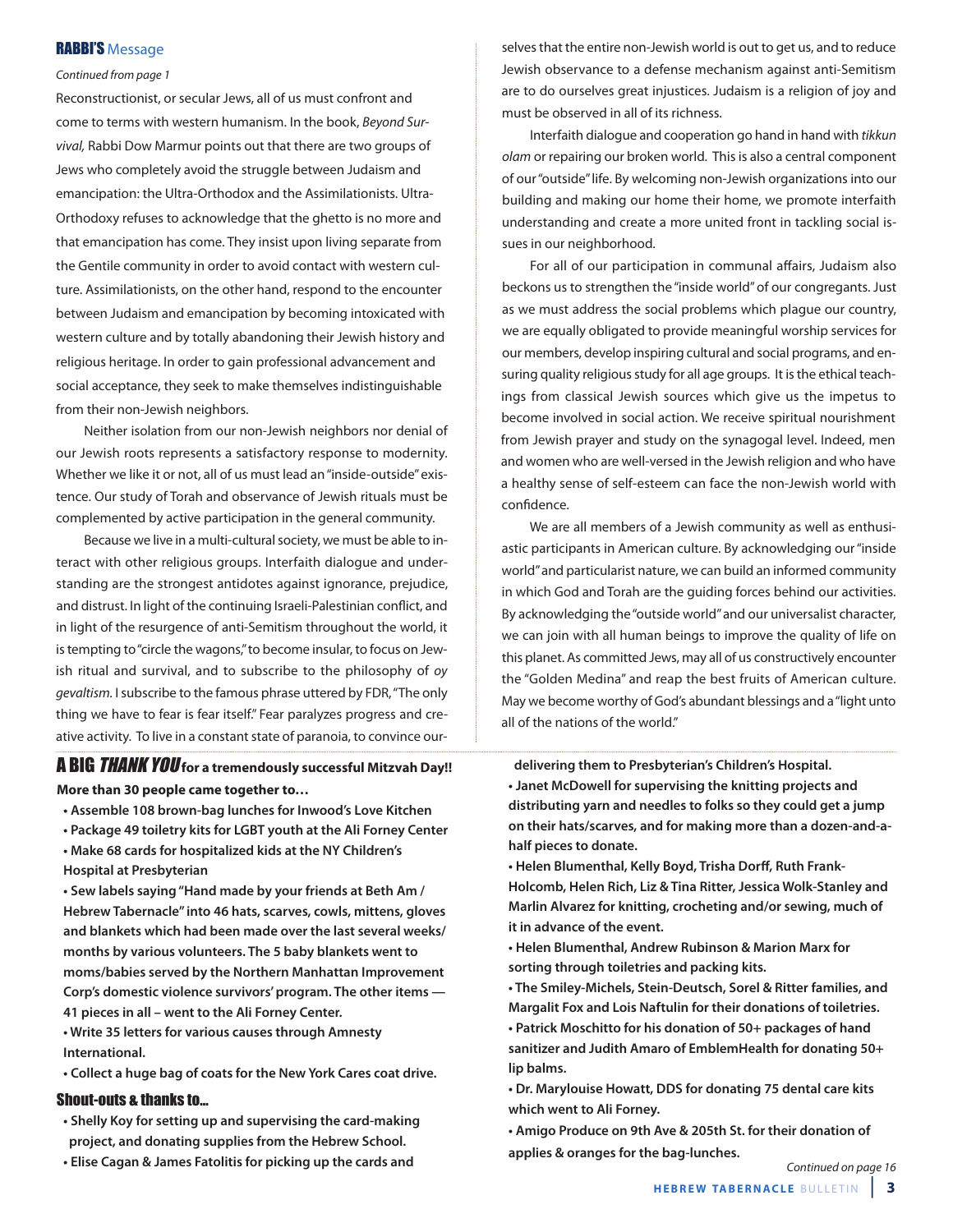## RABBI'S Message

*Continued from page 1*

Reconstructionist, or secular Jews, all of us must confront and come to terms with western humanism. In the book, *Beyond Survival,* Rabbi Dow Marmur points out that there are two groups of Jews who completely avoid the struggle between Judaism and emancipation: the Ultra-Orthodox and the Assimilationists. Ultra-Orthodoxy refuses to acknowledge that the ghetto is no more and that emancipation has come. They insist upon living separate from the Gentile community in order to avoid contact with western culture. Assimilationists, on the other hand, respond to the encounter between Judaism and emancipation by becoming intoxicated with western culture and by totally abandoning their Jewish history and religious heritage. In order to gain professional advancement and social acceptance, they seek to make themselves indistinguishable from their non-Jewish neighbors.

Neither isolation from our non-Jewish neighbors nor denial of our Jewish roots represents a satisfactory response to modernity. Whether we like it or not, all of us must lead an "inside-outside" existence. Our study of Torah and observance of Jewish rituals must be complemented by active participation in the general community.

Because we live in a multi-cultural society, we must be able to interact with other religious groups. Interfaith dialogue and understanding are the strongest antidotes against ignorance, prejudice, and distrust. In light of the continuing Israeli-Palestinian conflict, and in light of the resurgence of anti-Semitism throughout the world, it is tempting to "circle the wagons," to become insular, to focus on Jewish ritual and survival, and to subscribe to the philosophy of *oy gevaltism*. I subscribe to the famous phrase uttered by FDR, "The only thing we have to fear is fear itself." Fear paralyzes progress and creative activity. To live in a constant state of paranoia, to convince ourselves that the entire non-Jewish world is out to get us, and to reduce Jewish observance to a defense mechanism against anti-Semitism are to do ourselves great injustices. Judaism is a religion of joy and must be observed in all of its richness.

Interfaith dialogue and cooperation go hand in hand with *tikkun olam* or repairing our broken world. This is also a central component of our "outside" life. By welcoming non-Jewish organizations into our building and making our home their home, we promote interfaith understanding and create a more united front in tackling social issues in our neighborhood.

For all of our participation in communal affairs, Judaism also beckons us to strengthen the "inside world" of our congregants. Just as we must address the social problems which plague our country, we are equally obligated to provide meaningful worship services for our members, develop inspiring cultural and social programs, and ensuring quality religious study for all age groups. It is the ethical teachings from classical Jewish sources which give us the impetus to become involved in social action. We receive spiritual nourishment from Jewish prayer and study on the synagogal level. Indeed, men and women who are well-versed in the Jewish religion and who have a healthy sense of self-esteem can face the non-Jewish world with confidence.

We are all members of a Jewish community as well as enthusiastic participants in American culture. By acknowledging our "inside world" and particularist nature, we can build an informed community in which God and Torah are the guiding forces behind our activities. By acknowledging the "outside world" and our universalist character, we can join with all human beings to improve the quality of life on this planet. As committed Jews, may all of us constructively encounter the "Golden Medina" and reap the best fruits of American culture. May we become worthy of God's abundant blessings and a "light unto all of the nations of the world."

## A BIG *THANK YOU* for a tremendously successful Mitzvah Day!!

**More than 30 people came together to…**

- **Assemble 108 brown-bag lunches for Inwood's Love Kitchen**
- **Package 49 toiletry kits for LGBT youth at the Ali Forney Center**
- **Make 68 cards for hospitalized kids at the NY Children's Hospital at Presbyterian**
- **Sew labels saying "Hand made by your friends at Beth Am / Hebrew Tabernacle" into 46 hats, scarves, cowls, mittens, gloves and blankets which had been made over the last several weeks/months by various volunteers. The 5 baby blankets went to moms/babies served by the Northern Manhattan Improvement Corp's domestic violence survivors' program. The other items — 41 pieces in all – went to the Ali Forney Center.**
- **Write 35 letters for various causes through Amnesty International.**
- **Collect a huge bag of coats for the New York Cares coat drive.**

### Shout-outs & thanks to...

- **Shelly Koy for setting up and supervising the card-making project, and donating supplies from the Hebrew School.**
- **Elise Cagan & James Fatolitis for picking up the cards and delivering them to Presbyterian's Children's Hospital.**
- **Janet McDowell for supervising the knitting projects and distributing yarn and needles to folks so they could get a jump on their hats/scarves, and for making more than a dozen-and-a-half pieces to donate.**
- **Helen Blumenthal, Kelly Boyd, Trisha Dorff, Ruth Frank-Holcomb, Helen Rich, Liz & Tina Ritter, Jessica Wolk-Stanley and Marlin Alvarez for knitting, crocheting and/or sewing, much of it in advance of the event.**
- **Helen Blumenthal, Andrew Rubinson & Marion Marx for sorting through toiletries and packing kits.**
- **The Smiley-Michels, Stein-Deutsch, Sorel & Ritter families, and Margalit Fox and Lois Naftulin for their donations of toiletries.**
- **Patrick Moschitto for his donation of 50+ packages of hand sanitizer and Judith Amaro of EmblemHealth for donating 50+ lip balms.**
- **Dr. Marylouise Howatt, DDS for donating 75 dental care kits which went to Ali Forney.**
- **Amigo Produce on 9th Ave & 205th St. for their donation of applies & oranges for the bag-lunches.**

*Continued on page 16*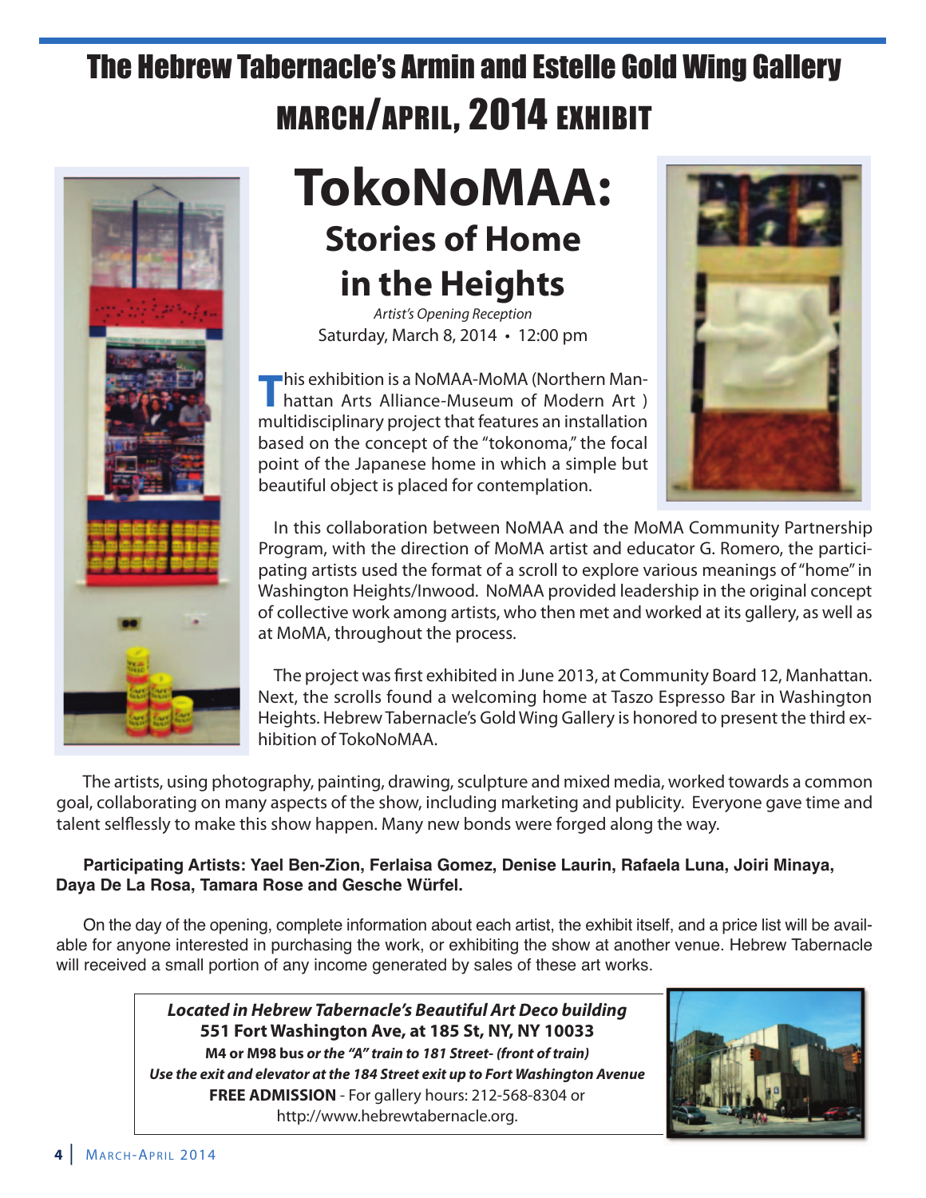# The Hebrew Tabernacle's Armin and Estelle Gold Wing Gallery

## MARCH/APRIL, 2014 EXHIBIT

# TokoNoMAA:

## Stories of Home in the Heights

*Artist's Opening Reception*

Saturday, March 8, 2014 • 12:00 pm

This exhibition is a NoMAA-MoMA (Northern Manhattan Arts Alliance-Museum of Modern Art ) multidisciplinary project that features an installation based on the concept of the "tokonoma," the focal point of the Japanese home in which a simple but beautiful object is placed for contemplation.

In this collaboration between NoMAA and the MoMA Community Partnership Program, with the direction of MoMA artist and educator G. Romero, the participating artists used the format of a scroll to explore various meanings of "home" in Washington Heights/Inwood. NoMAA provided leadership in the original concept of collective work among artists, who then met and worked at its gallery, as well as at MoMA, throughout the process.

The project was first exhibited in June 2013, at Community Board 12, Manhattan. Next, the scrolls found a welcoming home at Taszo Espresso Bar in Washington Heights. Hebrew Tabernacle's Gold Wing Gallery is honored to present the third exhibition of TokoNoMAA.

The artists, using photography, painting, drawing, sculpture and mixed media, worked towards a common goal, collaborating on many aspects of the show, including marketing and publicity. Everyone gave time and talent selflessly to make this show happen. Many new bonds were forged along the way.

**Participating Artists: Yael Ben-Zion, Ferlaisa Gomez, Denise Laurin, Rafaela Luna, Joiri Minaya, Daya De La Rosa, Tamara Rose and Gesche Würfel.**

On the day of the opening, complete information about each artist, the exhibit itself, and a price list will be available for anyone interested in purchasing the work, or exhibiting the show at another venue. Hebrew Tabernacle will received a small portion of any income generated by sales of these art works.

***Located in Hebrew Tabernacle's Beautiful Art Deco building***
**551 Fort Washington Ave, at 185 St, NY, NY 10033**
**M4 or M98 bus** ***or the "A" train to 181 Street- (front of train)***
***Use the exit and elevator at the 184 Street exit up to Fort Washington Avenue***
**FREE ADMISSION** - For gallery hours: 212-568-8304 or http://www.hebrewtabernacle.org.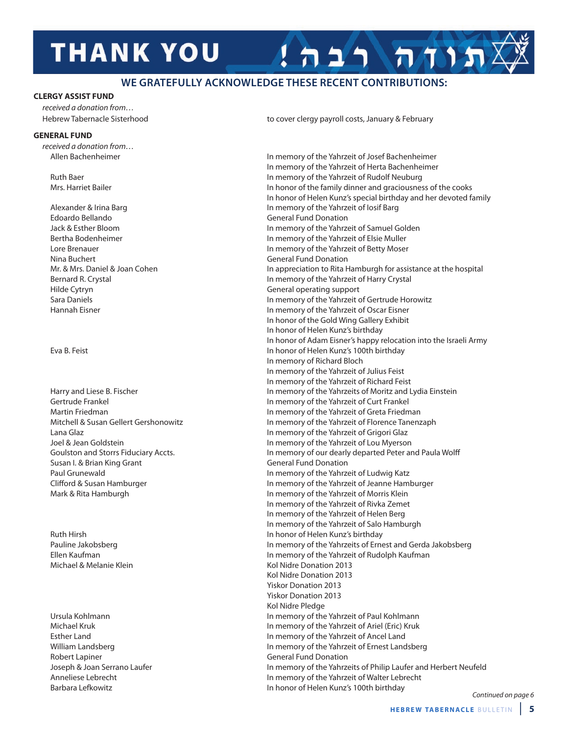# THANK YOU !תודה רבה

## WE GRATEFULLY ACKNOWLEDGE THESE RECENT CONTRIBUTIONS:

**CLERGY ASSIST FUND**

*received a donation from…*

Hebrew Tabernacle Sisterhood — to cover clergy payroll costs, January & February

**GENERAL FUND**

*received a donation from…*

| Donor | Dedication |
|---|---|
| Allen Bachenheimer | In memory of the Yahrzeit of Josef Bachenheimer |
| | In memory of the Yahrzeit of Herta Bachenheimer |
| Ruth Baer | In memory of the Yahrzeit of Rudolf Neuburg |
| Mrs. Harriet Bailer | In honor of the family dinner and graciousness of the cooks |
| | In honor of Helen Kunz's special birthday and her devoted family |
| Alexander & Irina Barg | In memory of the Yahrzeit of Iosif Barg |
| Edoardo Bellando | General Fund Donation |
| Jack & Esther Bloom | In memory of the Yahrzeit of Samuel Golden |
| Bertha Bodenheimer | In memory of the Yahrzeit of Elsie Muller |
| Lore Brenauer | In memory of the Yahrzeit of Betty Moser |
| Nina Buchert | General Fund Donation |
| Mr. & Mrs. Daniel & Joan Cohen | In appreciation to Rita Hamburgh for assistance at the hospital |
| Bernard R. Crystal | In memory of the Yahrzeit of Harry Crystal |
| Hilde Cytryn | General operating support |
| Sara Daniels | In memory of the Yahrzeit of Gertrude Horowitz |
| Hannah Eisner | In memory of the Yahrzeit of Oscar Eisner |
| | In honor of the Gold Wing Gallery Exhibit |
| | In honor of Helen Kunz's birthday |
| | In honor of Adam Eisner's happy relocation into the Israeli Army |
| Eva B. Feist | In honor of Helen Kunz's 100th birthday |
| | In memory of Richard Bloch |
| | In memory of the Yahrzeit of Julius Feist |
| | In memory of the Yahrzeit of Richard Feist |
| Harry and Liese B. Fischer | In memory of the Yahrzeits of Moritz and Lydia Einstein |
| Gertrude Frankel | In memory of the Yahrzeit of Curt Frankel |
| Martin Friedman | In memory of the Yahrzeit of Greta Friedman |
| Mitchell & Susan Gellert Gershonowitz | In memory of the Yahrzeit of Florence Tanenzaph |
| Lana Glaz | In memory of the Yahrzeit of Grigori Glaz |
| Joel & Jean Goldstein | In memory of the Yahrzeit of Lou Myerson |
| Goulston and Storrs Fiduciary Accts. | In memory of our dearly departed Peter and Paula Wolff |
| Susan I. & Brian King Grant | General Fund Donation |
| Paul Grunewald | In memory of the Yahrzeit of Ludwig Katz |
| Clifford & Susan Hamburger | In memory of the Yahrzeit of Jeanne Hamburger |
| Mark & Rita Hamburgh | In memory of the Yahrzeit of Morris Klein |
| | In memory of the Yahrzeit of Rivka Zemet |
| | In memory of the Yahrzeit of Helen Berg |
| | In memory of the Yahrzeit of Salo Hamburgh |
| Ruth Hirsh | In honor of Helen Kunz's birthday |
| Pauline Jakobsberg | In memory of the Yahrzeits of Ernest and Gerda Jakobsberg |
| Ellen Kaufman | In memory of the Yahrzeit of Rudolph Kaufman |
| Michael & Melanie Klein | Kol Nidre Donation 2013 |
| | Kol Nidre Donation 2013 |
| | Yiskor Donation 2013 |
| | Yiskor Donation 2013 |
| | Kol Nidre Pledge |
| Ursula Kohlmann | In memory of the Yahrzeit of Paul Kohlmann |
| Michael Kruk | In memory of the Yahrzeit of Ariel (Eric) Kruk |
| Esther Land | In memory of the Yahrzeit of Ancel Land |
| William Landsberg | In memory of the Yahrzeit of Ernest Landsberg |
| Robert Lapiner | General Fund Donation |
| Joseph & Joan Serrano Laufer | In memory of the Yahrzeits of Philip Laufer and Herbert Neufeld |
| Anneliese Lebrecht | In memory of the Yahrzeit of Walter Lebrecht |
| Barbara Lefkowitz | In honor of Helen Kunz's 100th birthday |

*Continued on page 6*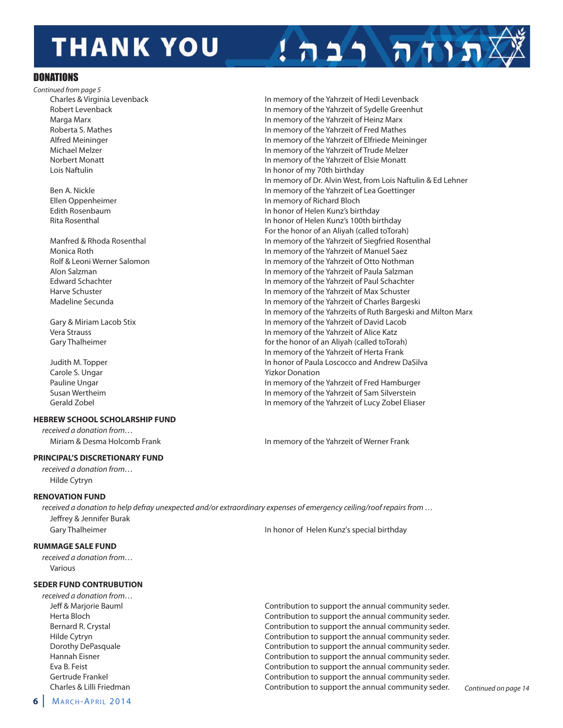# THANK YOU !תודה רבה

## DONATIONS

*Continued from page 5*

| Donor | Dedication |
|---|---|
| Charles & Virginia Levenback | In memory of the Yahrzeit of Hedi Levenback |
| Robert Levenback | In memory of the Yahrzeit of Sydelle Greenhut |
| Marga Marx | In memory of the Yahrzeit of Heinz Marx |
| Roberta S. Mathes | In memory of the Yahrzeit of Fred Mathes |
| Alfred Meininger | In memory of the Yahrzeit of Elfriede Meininger |
| Michael Melzer | In memory of the Yahrzeit of Trude Melzer |
| Norbert Monatt | In memory of the Yahrzeit of Elsie Monatt |
| Lois Naftulin | In honor of my 70th birthday |
| | In memory of Dr. Alvin West, from Lois Naftulin & Ed Lehner |
| Ben A. Nickle | In memory of the Yahrzeit of Lea Goettinger |
| Ellen Oppenheimer | In memory of Richard Bloch |
| Edith Rosenbaum | In honor of Helen Kunz's birthday |
| Rita Rosenthal | In honor of Helen Kunz's 100th birthday |
| | For the honor of an Aliyah (called toTorah) |
| Manfred & Rhoda Rosenthal | In memory of the Yahrzeit of Siegfried Rosenthal |
| Monica Roth | In memory of the Yahrzeit of Manuel Saez |
| Rolf & Leoni Werner Salomon | In memory of the Yahrzeit of Otto Nothman |
| Alon Salzman | In memory of the Yahrzeit of Paula Salzman |
| Edward Schachter | In memory of the Yahrzeit of Paul Schachter |
| Harve Schuster | In memory of the Yahrzeit of Max Schuster |
| Madeline Secunda | In memory of the Yahrzeit of Charles Bargeski |
| | In memory of the Yahrzeits of Ruth Bargeski and Milton Marx |
| Gary & Miriam Lacob Stix | In memory of the Yahrzeit of David Lacob |
| Vera Strauss | In memory of the Yahrzeit of Alice Katz |
| Gary Thalheimer | for the honor of an Aliyah (called toTorah) |
| | In memory of the Yahrzeit of Herta Frank |
| Judith M. Topper | In honor of Paula Loscocco and Andrew DaSilva |
| Carole S. Ungar | Yizkor Donation |
| Pauline Ungar | In memory of the Yahrzeit of Fred Hamburger |
| Susan Wertheim | In memory of the Yahrzeit of Sam Silverstein |
| Gerald Zobel | In memory of the Yahrzeit of Lucy Zobel Eliaser |

### HEBREW SCHOOL SCHOLARSHIP FUND

*received a donation from…*

| Donor | Dedication |
|---|---|
| Miriam & Desma Holcomb Frank | In memory of the Yahrzeit of Werner Frank |

### PRINCIPAL'S DISCRETIONARY FUND

*received a donation from…*

Hilde Cytryn

### RENOVATION FUND

*received a donation to help defray unexpected and/or extraordinary expenses of emergency ceiling/roof repairs from …*

| Donor | Dedication |
|---|---|
| Jeffrey & Jennifer Burak | |
| Gary Thalheimer | In honor of Helen Kunz's special birthday |

### RUMMAGE SALE FUND

*received a donation from…*

Various

### SEDER FUND CONTRUBUTION

*received a donation from…*

| Donor | Dedication |
|---|---|
| Jeff & Marjorie Bauml | Contribution to support the annual community seder. |
| Herta Bloch | Contribution to support the annual community seder. |
| Bernard R. Crystal | Contribution to support the annual community seder. |
| Hilde Cytryn | Contribution to support the annual community seder. |
| Dorothy DePasquale | Contribution to support the annual community seder. |
| Hannah Eisner | Contribution to support the annual community seder. |
| Eva B. Feist | Contribution to support the annual community seder. |
| Gertrude Frankel | Contribution to support the annual community seder. |
| Charles & Lilli Friedman | Contribution to support the annual community seder. |

*Continued on page 14*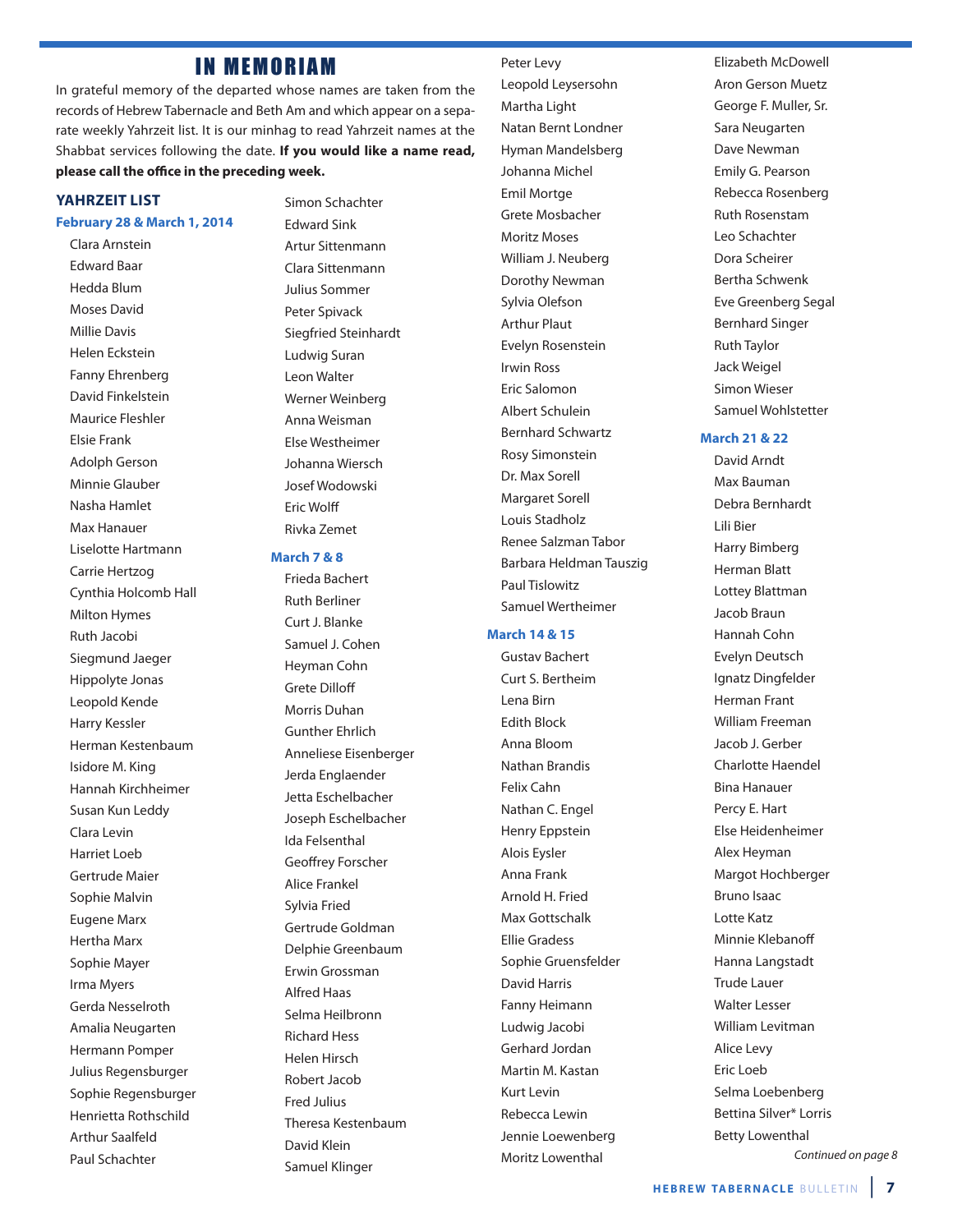# IN MEMORIAM

In grateful memory of the departed whose names are taken from the records of Hebrew Tabernacle and Beth Am and which appear on a separate weekly Yahrzeit list. It is our minhag to read Yahrzeit names at the Shabbat services following the date. **If you would like a name read, please call the office in the preceding week.**

## YAHRZEIT LIST

### February 28 & March 1, 2014

Clara Arnstein
Edward Baar
Hedda Blum
Moses David
Millie Davis
Helen Eckstein
Fanny Ehrenberg
David Finkelstein
Maurice Fleshler
Elsie Frank
Adolph Gerson
Minnie Glauber
Nasha Hamlet
Max Hanauer
Liselotte Hartmann
Carrie Hertzog
Cynthia Holcomb Hall
Milton Hymes
Ruth Jacobi
Siegmund Jaeger
Hippolyte Jonas
Leopold Kende
Harry Kessler
Herman Kestenbaum
Isidore M. King
Hannah Kirchheimer
Susan Kun Leddy
Clara Levin
Harriet Loeb
Gertrude Maier
Sophie Malvin
Eugene Marx
Hertha Marx
Sophie Mayer
Irma Myers
Gerda Nesselroth
Amalia Neugarten
Hermann Pomper
Julius Regensburger
Sophie Regensburger
Henrietta Rothschild
Arthur Saalfeld
Paul Schachter
Simon Schachter
Edward Sink
Artur Sittenmann
Clara Sittenmann
Julius Sommer
Peter Spivack
Siegfried Steinhardt
Ludwig Suran
Leon Walter
Werner Weinberg
Anna Weisman
Else Westheimer
Johanna Wiersch
Josef Wodowski
Eric Wolff
Rivka Zemet

### March 7 & 8

Frieda Bachert
Ruth Berliner
Curt J. Blanke
Samuel J. Cohen
Heyman Cohn
Grete Dilloff
Morris Duhan
Gunther Ehrlich
Anneliese Eisenberger
Jerda Englaender
Jetta Eschelbacher
Joseph Eschelbacher
Ida Felsenthal
Geoffrey Forscher
Alice Frankel
Sylvia Fried
Gertrude Goldman
Delphie Greenbaum
Erwin Grossman
Alfred Haas
Selma Heilbronn
Richard Hess
Helen Hirsch
Robert Jacob
Fred Julius
Theresa Kestenbaum
David Klein
Samuel Klinger
Peter Levy
Leopold Leysersohn
Martha Light
Natan Bernt Londner
Hyman Mandelsberg
Johanna Michel
Emil Mortge
Grete Mosbacher
Moritz Moses
William J. Neuberg
Dorothy Newman
Sylvia Olefson
Arthur Plaut
Evelyn Rosenstein
Irwin Ross
Eric Salomon
Albert Schulein
Bernhard Schwartz
Rosy Simonstein
Dr. Max Sorell
Margaret Sorell
Louis Stadholz
Renee Salzman Tabor
Barbara Heldman Tauszig
Paul Tislowitz
Samuel Wertheimer

### March 14 & 15

Gustav Bachert
Curt S. Bertheim
Lena Birn
Edith Block
Anna Bloom
Nathan Brandis
Felix Cahn
Nathan C. Engel
Henry Eppstein
Alois Eysler
Anna Frank
Arnold H. Fried
Max Gottschalk
Ellie Gradess
Sophie Gruensfelder
David Harris
Fanny Heimann
Ludwig Jacobi
Gerhard Jordan
Martin M. Kastan
Kurt Levin
Rebecca Lewin
Jennie Loewenberg
Moritz Lowenthal
Elizabeth McDowell
Aron Gerson Muetz
George F. Muller, Sr.
Sara Neugarten
Dave Newman
Emily G. Pearson
Rebecca Rosenberg
Ruth Rosenstam
Leo Schachter
Dora Scheirer
Bertha Schwenk
Eve Greenberg Segal
Bernhard Singer
Ruth Taylor
Jack Weigel
Simon Wieser
Samuel Wohlstetter

### March 21 & 22

David Arndt
Max Bauman
Debra Bernhardt
Lili Bier
Harry Bimberg
Herman Blatt
Lottey Blattman
Jacob Braun
Hannah Cohn
Evelyn Deutsch
Ignatz Dingfelder
Herman Frant
William Freeman
Jacob J. Gerber
Charlotte Haendel
Bina Hanauer
Percy E. Hart
Else Heidenheimer
Alex Heyman
Margot Hochberger
Bruno Isaac
Lotte Katz
Minnie Klebanoff
Hanna Langstadt
Trude Lauer
Walter Lesser
William Levitman
Alice Levy
Eric Loeb
Selma Loebenberg
Bettina Silver* Lorris
Betty Lowenthal

*Continued on page 8*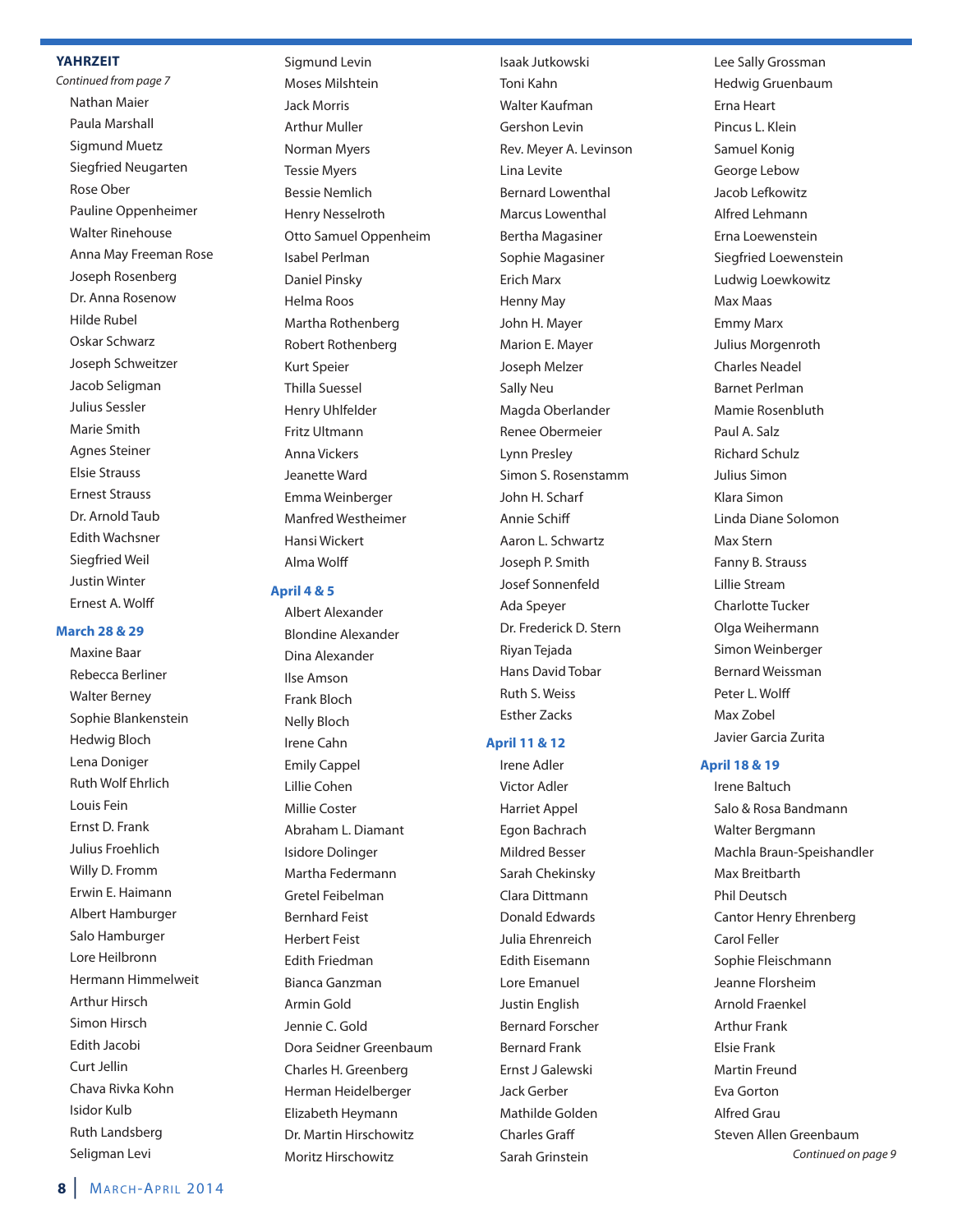## YAHRZEIT

*Continued from page 7*

Nathan Maier
Paula Marshall
Sigmund Muetz
Siegfried Neugarten
Rose Ober
Pauline Oppenheimer
Walter Rinehouse
Anna May Freeman Rose
Joseph Rosenberg
Dr. Anna Rosenow
Hilde Rubel
Oskar Schwarz
Joseph Schweitzer
Jacob Seligman
Julius Sessler
Marie Smith
Agnes Steiner
Elsie Strauss
Ernest Strauss
Dr. Arnold Taub
Edith Wachsner
Siegfried Weil
Justin Winter
Ernest A. Wolff

### March 28 & 29

Maxine Baar
Rebecca Berliner
Walter Berney
Sophie Blankenstein
Hedwig Bloch
Lena Doniger
Ruth Wolf Ehrlich
Louis Fein
Ernst D. Frank
Julius Froehlich
Willy D. Fromm
Erwin E. Haimann
Albert Hamburger
Salo Hamburger
Lore Heilbronn
Hermann Himmelweit
Arthur Hirsch
Simon Hirsch
Edith Jacobi
Curt Jellin
Chava Rivka Kohn
Isidor Kulb
Ruth Landsberg
Seligman Levi
Sigmund Levin
Moses Milshtein
Jack Morris
Arthur Muller
Norman Myers
Tessie Myers
Bessie Nemlich
Henry Nesselroth
Otto Samuel Oppenheim
Isabel Perlman
Daniel Pinsky
Helma Roos
Martha Rothenberg
Robert Rothenberg
Kurt Speier
Thilla Suessel
Henry Uhlfelder
Fritz Ultmann
Anna Vickers
Jeanette Ward
Emma Weinberger
Manfred Westheimer
Hansi Wickert
Alma Wolff

### April 4 & 5

Albert Alexander
Blondine Alexander
Dina Alexander
Ilse Amson
Frank Bloch
Nelly Bloch
Irene Cahn
Emily Cappel
Lillie Cohen
Millie Coster
Abraham L. Diamant
Isidore Dolinger
Martha Federmann
Gretel Feibelman
Bernhard Feist
Herbert Feist
Edith Friedman
Bianca Ganzman
Armin Gold
Jennie C. Gold
Dora Seidner Greenbaum
Charles H. Greenberg
Herman Heidelberger
Elizabeth Heymann
Dr. Martin Hirschowitz
Moritz Hirschowitz
Isaak Jutkowski
Toni Kahn
Walter Kaufman
Gershon Levin
Rev. Meyer A. Levinson
Lina Levite
Bernard Lowenthal
Marcus Lowenthal
Bertha Magasiner
Sophie Magasiner
Erich Marx
Henny May
John H. Mayer
Marion E. Mayer
Joseph Melzer
Sally Neu
Magda Oberlander
Renee Obermeier
Lynn Presley
Simon S. Rosenstamm
John H. Scharf
Annie Schiff
Aaron L. Schwartz
Joseph P. Smith
Josef Sonnenfeld
Ada Speyer
Dr. Frederick D. Stern
Riyan Tejada
Hans David Tobar
Ruth S. Weiss
Esther Zacks

### April 11 & 12

Irene Adler
Victor Adler
Harriet Appel
Egon Bachrach
Mildred Besser
Sarah Chekinsky
Clara Dittmann
Donald Edwards
Julia Ehrenreich
Edith Eisemann
Lore Emanuel
Justin English
Bernard Forscher
Bernard Frank
Ernst J Galewski
Jack Gerber
Mathilde Golden
Charles Graff
Sarah Grinstein
Lee Sally Grossman
Hedwig Gruenbaum
Erna Heart
Pincus L. Klein
Samuel Konig
George Lebow
Jacob Lefkowitz
Alfred Lehmann
Erna Loewenstein
Siegfried Loewenstein
Ludwig Loewkowitz
Max Maas
Emmy Marx
Julius Morgenroth
Charles Neadel
Barnet Perlman
Mamie Rosenbluth
Paul A. Salz
Richard Schulz
Julius Simon
Klara Simon
Linda Diane Solomon
Max Stern
Fanny B. Strauss
Lillie Stream
Charlotte Tucker
Olga Weihermann
Simon Weinberger
Bernard Weissman
Peter L. Wolff
Max Zobel
Javier Garcia Zurita

### April 18 & 19

Irene Baltuch
Salo & Rosa Bandmann
Walter Bergmann
Machla Braun-Speishandler
Max Breitbarth
Phil Deutsch
Cantor Henry Ehrenberg
Carol Feller
Sophie Fleischmann
Jeanne Florsheim
Arnold Fraenkel
Arthur Frank
Elsie Frank
Martin Freund
Eva Gorton
Alfred Grau
Steven Allen Greenbaum

*Continued on page 9*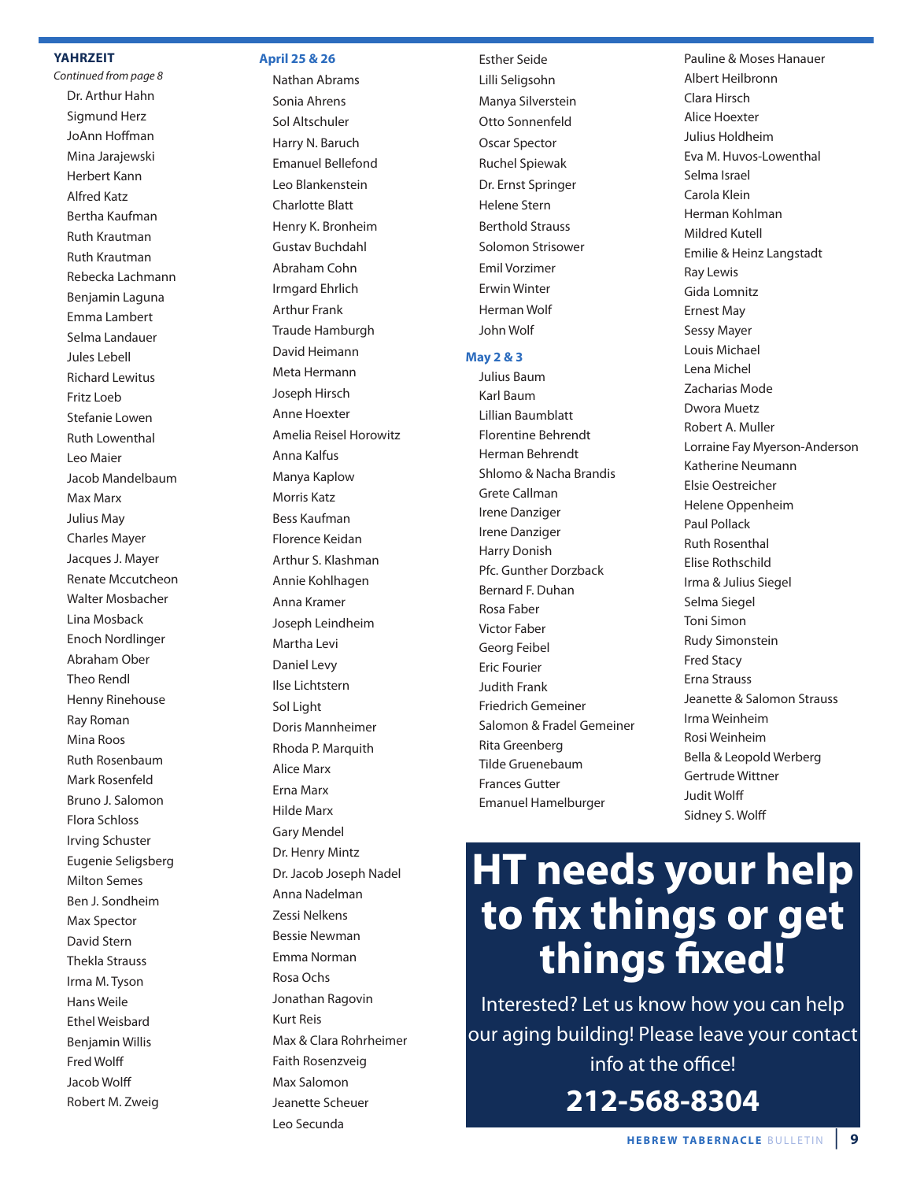## YAHRZEIT

*Continued from page 8*

Dr. Arthur Hahn
Sigmund Herz
JoAnn Hoffman
Mina Jarajewski
Herbert Kann
Alfred Katz
Bertha Kaufman
Ruth Krautman
Ruth Krautman
Rebecka Lachmann
Benjamin Laguna
Emma Lambert
Selma Landauer
Jules Lebell
Richard Lewitus
Fritz Loeb
Stefanie Lowen
Ruth Lowenthal
Leo Maier
Jacob Mandelbaum
Max Marx
Julius May
Charles Mayer
Jacques J. Mayer
Renate Mccutcheon
Walter Mosbacher
Lina Mosback
Enoch Nordlinger
Abraham Ober
Theo Rendl
Henny Rinehouse
Ray Roman
Mina Roos
Ruth Rosenbaum
Mark Rosenfeld
Bruno J. Salomon
Flora Schloss
Irving Schuster
Eugenie Seligsberg
Milton Semes
Ben J. Sondheim
Max Spector
David Stern
Thekla Strauss
Irma M. Tyson
Hans Weile
Ethel Weisbard
Benjamin Willis
Fred Wolff
Jacob Wolff
Robert M. Zweig

### April 25 & 26

Nathan Abrams
Sonia Ahrens
Sol Altschuler
Harry N. Baruch
Emanuel Bellefond
Leo Blankenstein
Charlotte Blatt
Henry K. Bronheim
Gustav Buchdahl
Abraham Cohn
Irmgard Ehrlich
Arthur Frank
Traude Hamburgh
David Heimann
Meta Hermann
Joseph Hirsch
Anne Hoexter
Amelia Reisel Horowitz
Anna Kalfus
Manya Kaplow
Morris Katz
Bess Kaufman
Florence Keidan
Arthur S. Klashman
Annie Kohlhagen
Anna Kramer
Joseph Leindheim
Martha Levi
Daniel Levy
Ilse Lichtstern
Sol Light
Doris Mannheimer
Rhoda P. Marquith
Alice Marx
Erna Marx
Hilde Marx
Gary Mendel
Dr. Henry Mintz
Dr. Jacob Joseph Nadel
Anna Nadelman
Zessi Nelkens
Bessie Newman
Emma Norman
Rosa Ochs
Jonathan Ragovin
Kurt Reis
Max & Clara Rohrheimer
Faith Rosenzveig
Max Salomon
Jeanette Scheuer
Leo Secunda
Esther Seide
Lilli Seligsohn
Manya Silverstein
Otto Sonnenfeld
Oscar Spector
Ruchel Spiewak
Dr. Ernst Springer
Helene Stern
Berthold Strauss
Solomon Strisower
Emil Vorzimer
Erwin Winter
Herman Wolf
John Wolf

### May 2 & 3

Julius Baum
Karl Baum
Lillian Baumblatt
Florentine Behrendt
Herman Behrendt
Shlomo & Nacha Brandis
Grete Callman
Irene Danziger
Irene Danziger
Harry Donish
Pfc. Gunther Dorzback
Bernard F. Duhan
Rosa Faber
Victor Faber
Georg Feibel
Eric Fourier
Judith Frank
Friedrich Gemeiner
Salomon & Fradel Gemeiner
Rita Greenberg
Tilde Gruenebaum
Frances Gutter
Emanuel Hamelburger
Pauline & Moses Hanauer
Albert Heilbronn
Clara Hirsch
Alice Hoexter
Julius Holdheim
Eva M. Huvos-Lowenthal
Selma Israel
Carola Klein
Herman Kohlman
Mildred Kutell
Emilie & Heinz Langstadt
Ray Lewis
Gida Lomnitz
Ernest May
Sessy Mayer
Louis Michael
Lena Michel
Zacharias Mode
Dwora Muetz
Robert A. Muller
Lorraine Fay Myerson-Anderson
Katherine Neumann
Elsie Oestreicher
Helene Oppenheim
Paul Pollack
Ruth Rosenthal
Elise Rothschild
Irma & Julius Siegel
Selma Siegel
Toni Simon
Rudy Simonstein
Fred Stacy
Erna Strauss
Jeanette & Salomon Strauss
Irma Weinheim
Rosi Weinheim
Bella & Leopold Werberg
Gertrude Wittner
Judit Wolff
Sidney S. Wolff

# HT needs your help to fix things or get things fixed!

Interested? Let us know how you can help our aging building! Please leave your contact info at the office!

**212-568-8304**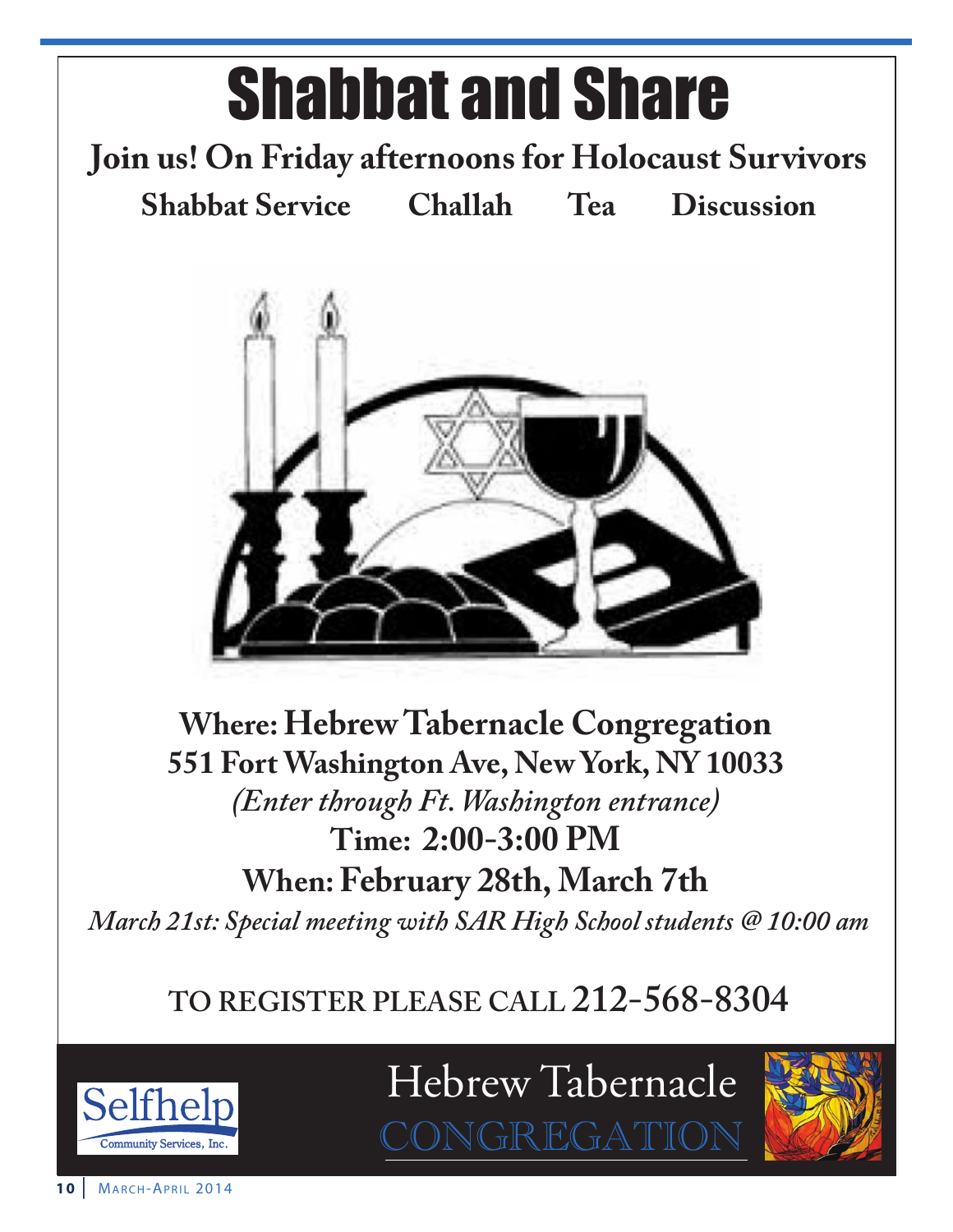# Shabbat and Share

**Join us! On Friday afternoons for Holocaust Survivors**

**Shabbat Service    Challah    Tea    Discussion**

**Where: Hebrew Tabernacle Congregation**

**551 Fort Washington Ave, New York, NY 10033**

*(Enter through Ft. Washington entrance)*

**Time: 2:00-3:00 PM**

**When: February 28th, March 7th**

*March 21st: Special meeting with SAR High School students @ 10:00 am*

**TO REGISTER PLEASE CALL 212-568-8304**

Selfhelp Community Services, Inc.

Hebrew Tabernacle CONGREGATION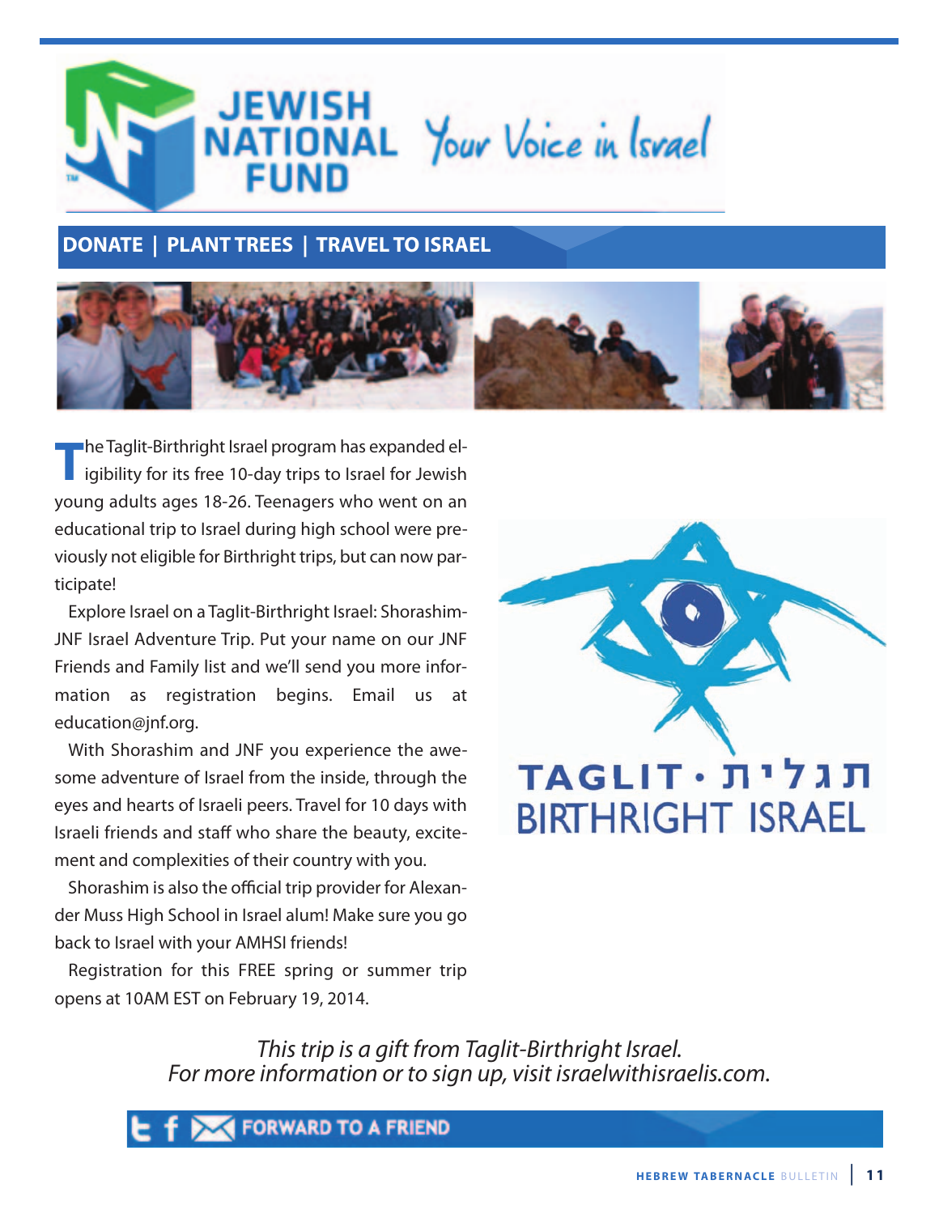# JEWISH NATIONAL FUND

*Your Voice in Israel*

**DONATE | PLANT TREES | TRAVEL TO ISRAEL**

The Taglit-Birthright Israel program has expanded eligibility for its free 10-day trips to Israel for Jewish young adults ages 18-26. Teenagers who went on an educational trip to Israel during high school were previously not eligible for Birthright trips, but can now participate!

Explore Israel on a Taglit-Birthright Israel: Shorashim-JNF Israel Adventure Trip. Put your name on our JNF Friends and Family list and we'll send you more information as registration begins. Email us at education@jnf.org.

With Shorashim and JNF you experience the awesome adventure of Israel from the inside, through the eyes and hearts of Israeli peers. Travel for 10 days with Israeli friends and staff who share the beauty, excitement and complexities of their country with you.

Shorashim is also the official trip provider for Alexander Muss High School in Israel alum! Make sure you go back to Israel with your AMHSI friends!

Registration for this FREE spring or summer trip opens at 10AM EST on February 19, 2014.

TAGLIT • תגלית
BIRTHRIGHT ISRAEL

*This trip is a gift from Taglit-Birthright Israel.*
*For more information or to sign up, visit israelwithisraelis.com.*

FORWARD TO A FRIEND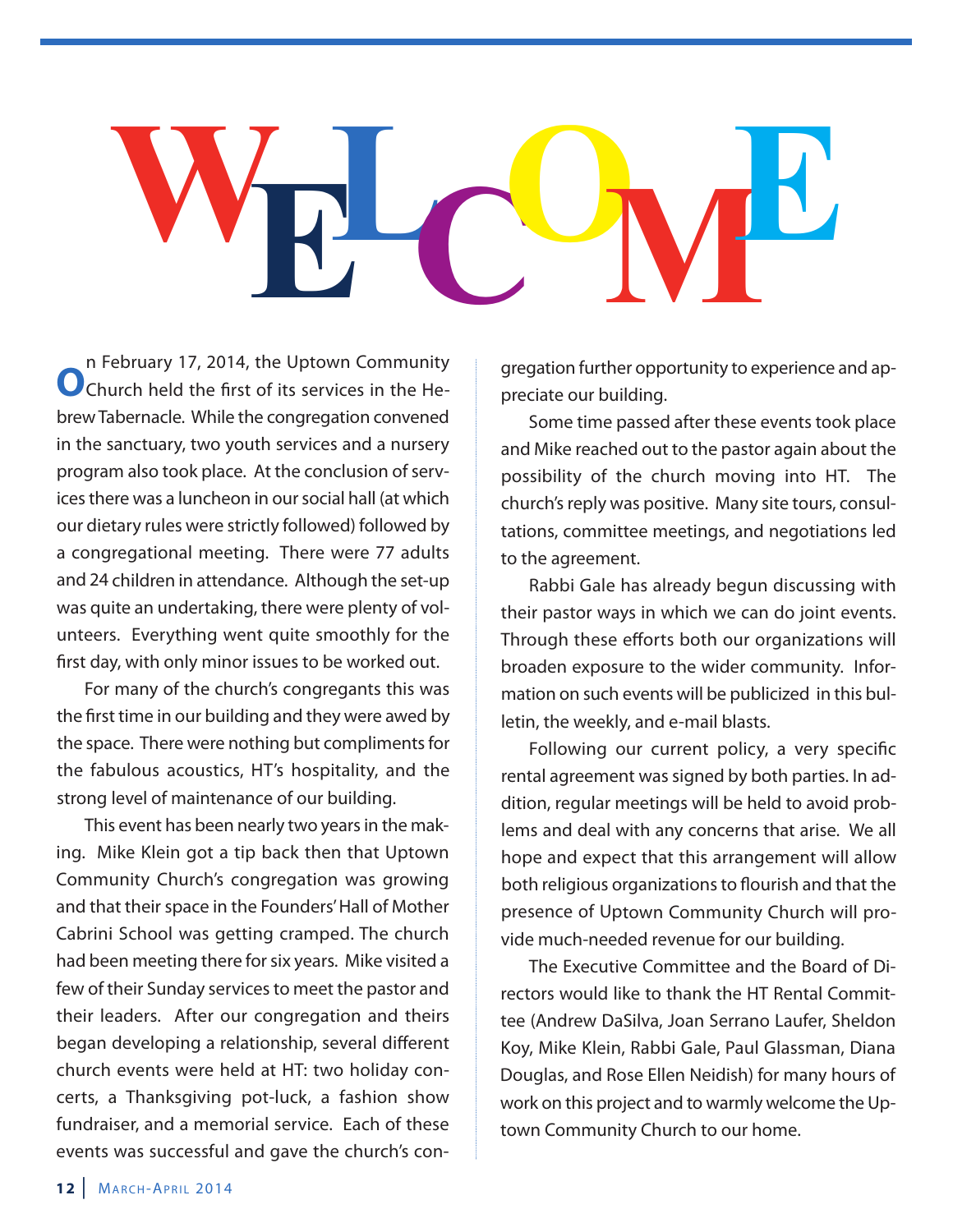# WELCOME

On February 17, 2014, the Uptown Community Church held the first of its services in the Hebrew Tabernacle. While the congregation convened in the sanctuary, two youth services and a nursery program also took place. At the conclusion of services there was a luncheon in our social hall (at which our dietary rules were strictly followed) followed by a congregational meeting. There were 77 adults and 24 children in attendance. Although the set-up was quite an undertaking, there were plenty of volunteers. Everything went quite smoothly for the first day, with only minor issues to be worked out.

For many of the church's congregants this was the first time in our building and they were awed by the space. There were nothing but compliments for the fabulous acoustics, HT's hospitality, and the strong level of maintenance of our building.

This event has been nearly two years in the making. Mike Klein got a tip back then that Uptown Community Church's congregation was growing and that their space in the Founders' Hall of Mother Cabrini School was getting cramped. The church had been meeting there for six years. Mike visited a few of their Sunday services to meet the pastor and their leaders. After our congregation and theirs began developing a relationship, several different church events were held at HT: two holiday concerts, a Thanksgiving pot-luck, a fashion show fundraiser, and a memorial service. Each of these events was successful and gave the church's congregation further opportunity to experience and appreciate our building.

Some time passed after these events took place and Mike reached out to the pastor again about the possibility of the church moving into HT. The church's reply was positive. Many site tours, consultations, committee meetings, and negotiations led to the agreement.

Rabbi Gale has already begun discussing with their pastor ways in which we can do joint events. Through these efforts both our organizations will broaden exposure to the wider community. Information on such events will be publicized in this bulletin, the weekly, and e-mail blasts.

Following our current policy, a very specific rental agreement was signed by both parties. In addition, regular meetings will be held to avoid problems and deal with any concerns that arise. We all hope and expect that this arrangement will allow both religious organizations to flourish and that the presence of Uptown Community Church will provide much-needed revenue for our building.

The Executive Committee and the Board of Directors would like to thank the HT Rental Committee (Andrew DaSilva, Joan Serrano Laufer, Sheldon Koy, Mike Klein, Rabbi Gale, Paul Glassman, Diana Douglas, and Rose Ellen Neidish) for many hours of work on this project and to warmly welcome the Uptown Community Church to our home.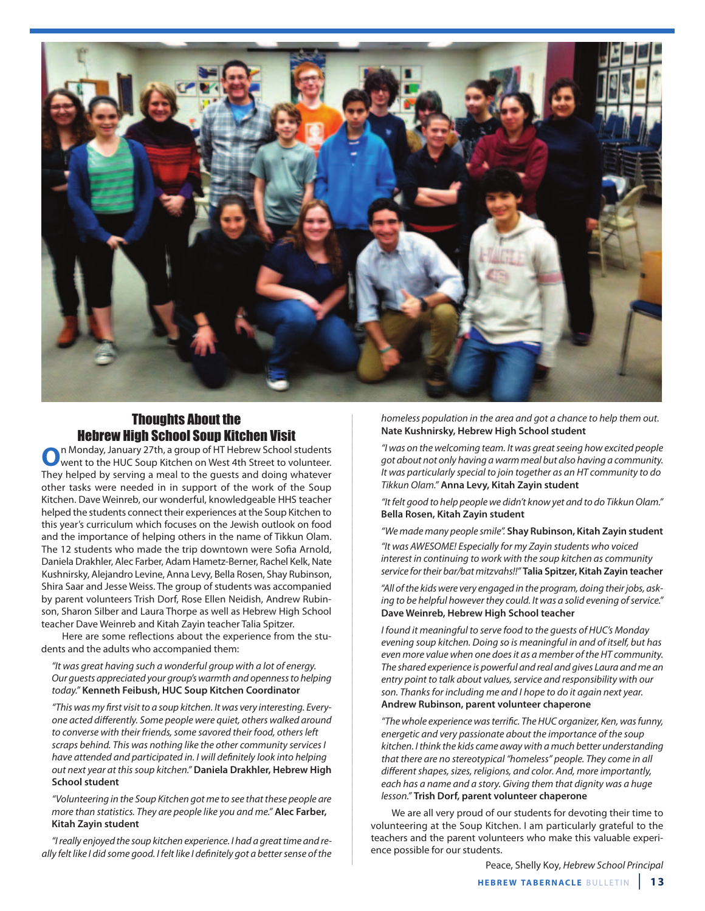## Thoughts About the Hebrew High School Soup Kitchen Visit

On Monday, January 27th, a group of HT Hebrew School students went to the HUC Soup Kitchen on West 4th Street to volunteer. They helped by serving a meal to the guests and doing whatever other tasks were needed in in support of the work of the Soup Kitchen. Dave Weinreb, our wonderful, knowledgeable HHS teacher helped the students connect their experiences at the Soup Kitchen to this year's curriculum which focuses on the Jewish outlook on food and the importance of helping others in the name of Tikkun Olam. The 12 students who made the trip downtown were Sofia Arnold, Daniela Drakhler, Alec Farber, Adam Hametz-Berner, Rachel Kelk, Nate Kushnirsky, Alejandro Levine, Anna Levy, Bella Rosen, Shay Rubinson, Shira Saar and Jesse Weiss. The group of students was accompanied by parent volunteers Trish Dorf, Rose Ellen Neidish, Andrew Rubinson, Sharon Silber and Laura Thorpe as well as Hebrew High School teacher Dave Weinreb and Kitah Zayin teacher Talia Spitzer.

Here are some reflections about the experience from the students and the adults who accompanied them:

*"It was great having such a wonderful group with a lot of energy. Our guests appreciated your group's warmth and openness to helping today."* **Kenneth Feibush, HUC Soup Kitchen Coordinator**

*"This was my first visit to a soup kitchen. It was very interesting. Everyone acted differently. Some people were quiet, others walked around to converse with their friends, some savored their food, others left scraps behind. This was nothing like the other community services I have attended and participated in. I will definitely look into helping out next year at this soup kitchen."* **Daniela Drakhler, Hebrew High School student**

*"Volunteering in the Soup Kitchen got me to see that these people are more than statistics. They are people like you and me."* **Alec Farber, Kitah Zayin student**

*"I really enjoyed the soup kitchen experience. I had a great time and really felt like I did some good. I felt like I definitely got a better sense of the homeless population in the area and got a chance to help them out.* **Nate Kushnirsky, Hebrew High School student**

*"I was on the welcoming team. It was great seeing how excited people got about not only having a warm meal but also having a community. It was particularly special to join together as an HT community to do Tikkun Olam."* **Anna Levy, Kitah Zayin student**

*"It felt good to help people we didn't know yet and to do Tikkun Olam."* **Bella Rosen, Kitah Zayin student**

*"We made many people smile".* **Shay Rubinson, Kitah Zayin student**

*"It was AWESOME! Especially for my Zayin students who voiced interest in continuing to work with the soup kitchen as community service for their bar/bat mitzvahs!!"* **Talia Spitzer, Kitah Zayin teacher**

*"All of the kids were very engaged in the program, doing their jobs, asking to be helpful however they could. It was a solid evening of service."* **Dave Weinreb, Hebrew High School teacher**

*I found it meaningful to serve food to the guests of HUC's Monday evening soup kitchen. Doing so is meaningful in and of itself, but has even more value when one does it as a member of the HT community. The shared experience is powerful and real and gives Laura and me an entry point to talk about values, service and responsibility with our son. Thanks for including me and I hope to do it again next year.* **Andrew Rubinson, parent volunteer chaperone**

*"The whole experience was terrific. The HUC organizer, Ken, was funny, energetic and very passionate about the importance of the soup kitchen. I think the kids came away with a much better understanding that there are no stereotypical "homeless" people. They come in all different shapes, sizes, religions, and color. And, more importantly, each has a name and a story. Giving them that dignity was a huge lesson."* **Trish Dorf, parent volunteer chaperone**

We are all very proud of our students for devoting their time to volunteering at the Soup Kitchen. I am particularly grateful to the teachers and the parent volunteers who make this valuable experience possible for our students.

Peace, Shelly Koy, *Hebrew School Principal*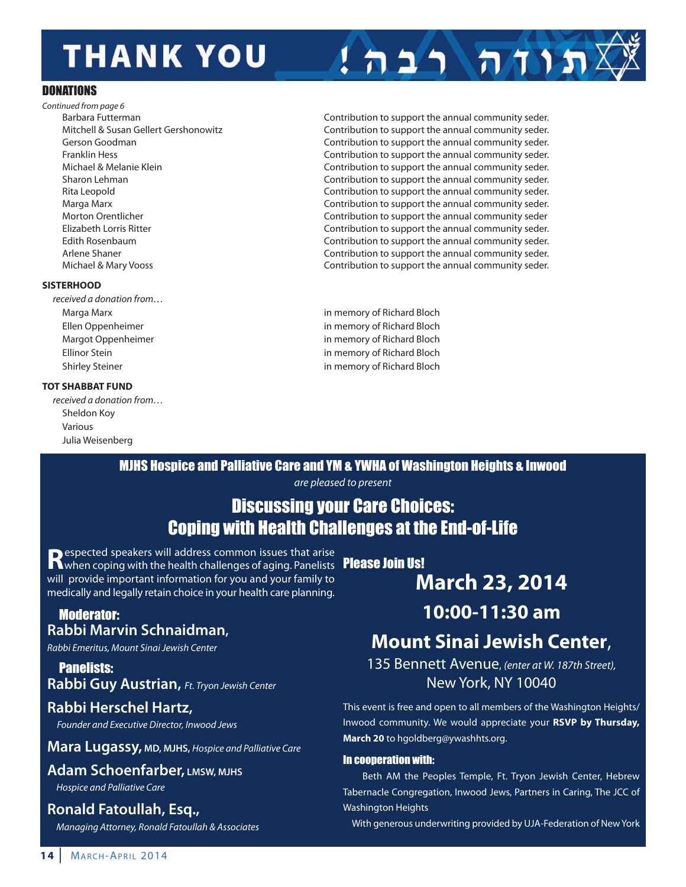# THANK YOU ! תודה רבה

## DONATIONS

*Continued from page 6*

| | |
|---|---|
| Barbara Futterman | Contribution to support the annual community seder. |
| Mitchell & Susan Gellert Gershonowitz | Contribution to support the annual community seder. |
| Gerson Goodman | Contribution to support the annual community seder. |
| Franklin Hess | Contribution to support the annual community seder. |
| Michael & Melanie Klein | Contribution to support the annual community seder. |
| Sharon Lehman | Contribution to support the annual community seder. |
| Rita Leopold | Contribution to support the annual community seder. |
| Marga Marx | Contribution to support the annual community seder. |
| Morton Orentlicher | Contribution to support the annual community seder |
| Elizabeth Lorris Ritter | Contribution to support the annual community seder. |
| Edith Rosenbaum | Contribution to support the annual community seder. |
| Arlene Shaner | Contribution to support the annual community seder. |
| Michael & Mary Vooss | Contribution to support the annual community seder. |

### SISTERHOOD

*received a donation from…*

| | |
|---|---|
| Marga Marx | in memory of Richard Bloch |
| Ellen Oppenheimer | in memory of Richard Bloch |
| Margot Oppenheimer | in memory of Richard Bloch |
| Ellinor Stein | in memory of Richard Bloch |
| Shirley Steiner | in memory of Richard Bloch |

### TOT SHABBAT FUND

*received a donation from…*

Sheldon Koy
Various
Julia Weisenberg

---

**MJHS Hospice and Palliative Care and YM & YWHA of Washington Heights & Inwood**

*are pleased to present*

## Discussing your Care Choices: Coping with Health Challenges at the End-of-Life

Respected speakers will address common issues that arise when coping with the health challenges of aging. Panelists will provide important information for you and your family to medically and legally retain choice in your health care planning.

**Moderator:**

**Rabbi Marvin Schnaidman,** *Rabbi Emeritus, Mount Sinai Jewish Center*

**Panelists:**

**Rabbi Guy Austrian,** *Ft. Tryon Jewish Center*

**Rabbi Herschel Hartz,** *Founder and Executive Director, Inwood Jews*

**Mara Lugassy, MD, MJHS,** *Hospice and Palliative Care*

**Adam Schoenfarber, LMSW, MJHS** *Hospice and Palliative Care*

**Ronald Fatoullah, Esq.,** *Managing Attorney, Ronald Fatoullah & Associates*

**Please Join Us!**

**March 23, 2014**

**10:00-11:30 am**

**Mount Sinai Jewish Center,**

135 Bennett Avenue, *(enter at W. 187th Street),*
New York, NY 10040

This event is free and open to all members of the Washington Heights/Inwood community. We would appreciate your **RSVP by Thursday, March 20** to hgoldberg@ywashhts.org.

**In cooperation with:**

Beth AM the Peoples Temple, Ft. Tryon Jewish Center, Hebrew Tabernacle Congregation, Inwood Jews, Partners in Caring, The JCC of Washington Heights

With generous underwriting provided by UJA-Federation of New York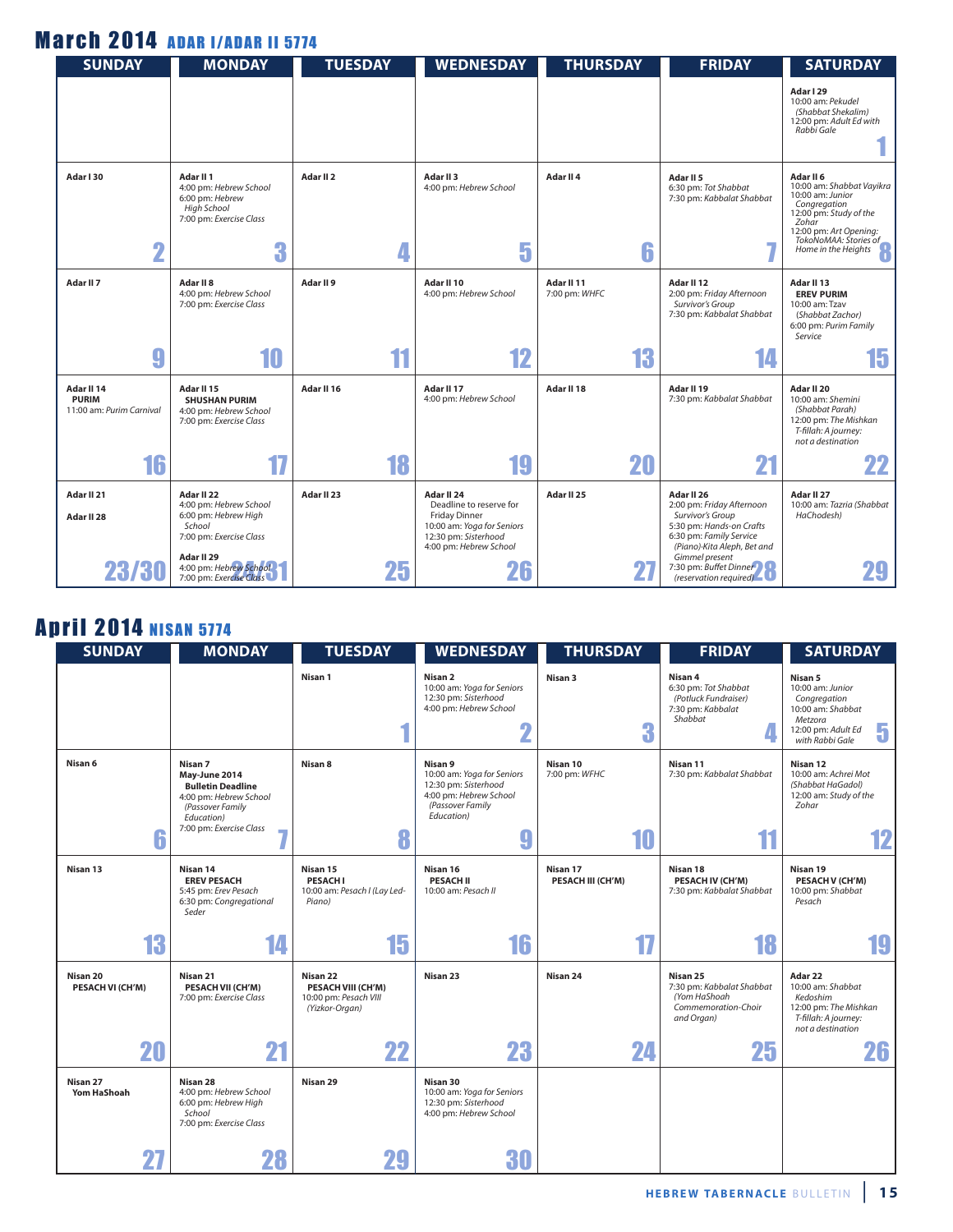## March 2014 ADAR I/ADAR II 5774

| SUNDAY | MONDAY | TUESDAY | WEDNESDAY | THURSDAY | FRIDAY | SATURDAY |
|---|---|---|---|---|---|---|
| | | | | | | **Adar I 29**<br>10:00 am: *Pekudel (Shabbat Shekalim)*<br>12:00 pm: *Adult Ed with Rabbi Gale*<br>**1** |
| **Adar I 30**<br>**2** | **Adar II 1**<br>4:00 pm: *Hebrew School*<br>6:00 pm: *Hebrew High School*<br>7:00 pm: *Exercise Class*<br>**3** | **Adar II 2**<br>**4** | **Adar II 3**<br>4:00 pm: *Hebrew School*<br>**5** | **Adar II 4**<br>**6** | **Adar II 5**<br>6:30 pm: *Tot Shabbat*<br>7:30 pm: *Kabbalat Shabbat*<br>**7** | **Adar II 6**<br>10:00 am: *Shabbat Vayikra*<br>10:00 am: *Junior Congregation*<br>12:00 pm: *Study of the Zohar*<br>12:00 pm: *Art Opening: TokoNoMAA: Stories of Home in the Heights*<br>**8** |
| **Adar II 7**<br>**9** | **Adar II 8**<br>4:00 pm: *Hebrew School*<br>7:00 pm: *Exercise Class*<br>**10** | **Adar II 9**<br>**11** | **Adar II 10**<br>4:00 pm: *Hebrew School*<br>**12** | **Adar II 11**<br>7:00 pm: *WHFC*<br>**13** | **Adar II 12**<br>2:00 pm: *Friday Afternoon Survivor's Group*<br>7:30 pm: *Kabbalat Shabbat*<br>**14** | **Adar II 13**<br>**EREV PURIM**<br>10:00 am: *Tzav (Shabbat Zachor)*<br>6:00 pm: *Purim Family Service*<br>**15** |
| **Adar II 14**<br>**PURIM**<br>11:00 am: *Purim Carnival*<br>**16** | **Adar II 15**<br>**SHUSHAN PURIM**<br>4:00 pm: *Hebrew School*<br>7:00 pm: *Exercise Class*<br>**17** | **Adar II 16**<br>**18** | **Adar II 17**<br>4:00 pm: *Hebrew School*<br>**19** | **Adar II 18**<br>**20** | **Adar II 19**<br>7:30 pm: *Kabbalat Shabbat*<br>**21** | **Adar II 20**<br>10:00 am: *Shemini (Shabbat Parah)*<br>12:00 pm: *The Mishkan T-fillah: A journey: not a destination*<br>**22** |
| **Adar II 21**<br>**Adar II 28**<br>**23/30** | **Adar II 22**<br>4:00 pm: *Hebrew School*<br>6:00 pm: *Hebrew High School*<br>7:00 pm: *Exercise Class*<br>**Adar II 29**<br>4:00 pm: *Hebrew School*<br>7:00 pm: *Exercise Class*<br>**24/31** | **Adar II 23**<br>**25** | **Adar II 24**<br>Deadline to reserve for Friday Dinner<br>10:00 am: *Yoga for Seniors*<br>12:30 pm: *Sisterhood*<br>4:00 pm: *Hebrew School*<br>**26** | **Adar II 25**<br>**27** | **Adar II 26**<br>2:00 pm: *Friday Afternoon Survivor's Group*<br>5:30 pm: *Hands-on Crafts*<br>6:30 pm: *Family Service (Piano)-Kita Aleph, Bet and Gimmel present*<br>7:30 pm: *Buffet Dinner (reservation required)*<br>**28** | **Adar II 27**<br>10:00 am: *Tazria (Shabbat HaChodesh)*<br>**29** |

## April 2014 NISAN 5774

| SUNDAY | MONDAY | TUESDAY | WEDNESDAY | THURSDAY | FRIDAY | SATURDAY |
|---|---|---|---|---|---|---|
| | | **Nisan 1**<br>**1** | **Nisan 2**<br>10:00 am: *Yoga for Seniors*<br>12:30 pm: *Sisterhood*<br>4:00 pm: *Hebrew School*<br>**2** | **Nisan 3**<br>**3** | **Nisan 4**<br>6:30 pm: *Tot Shabbat (Potluck Fundraiser)*<br>7:30 pm: *Kabbalat Shabbat*<br>**4** | **Nisan 5**<br>10:00 am: *Junior Congregation*<br>10:00 am: *Shabbat Metzora*<br>12:00 pm: *Adult Ed with Rabbi Gale*<br>**5** |
| **Nisan 6**<br>**6** | **Nisan 7**<br>**May-June 2014 Bulletin Deadline**<br>4:00 pm: *Hebrew School (Passover Family Education)*<br>7:00 pm: *Exercise Class*<br>**7** | **Nisan 8**<br>**8** | **Nisan 9**<br>10:00 am: *Yoga for Seniors*<br>12:30 pm: *Sisterhood*<br>4:00 pm: *Hebrew School (Passover Family Education)*<br>**9** | **Nisan 10**<br>7:00 pm: *WFHC*<br>**10** | **Nisan 11**<br>7:30 pm: *Kabbalat Shabbat*<br>**11** | **Nisan 12**<br>10:00 am: *Achrei Mot (Shabbat HaGadol)*<br>12:00 am: *Study of the Zohar*<br>**12** |
| **Nisan 13**<br>**13** | **Nisan 14**<br>**EREV PESACH**<br>5:45 pm: *Erev Pesach*<br>6:30 pm: *Congregational Seder*<br>**14** | **Nisan 15**<br>**PESACH I**<br>10:00 am: *Pesach I (Lay Led-Piano)*<br>**15** | **Nisan 16**<br>**PESACH II**<br>10:00 am: *Pesach II*<br>**16** | **Nisan 17**<br>**PESACH III (CH'M)**<br>**17** | **Nisan 18**<br>**PESACH IV (CH'M)**<br>7:30 pm: *Kabbalat Shabbat*<br>**18** | **Nisan 19**<br>**PESACH V (CH'M)**<br>10:00 pm: *Shabbat Pesach*<br>**19** |
| **Nisan 20**<br>**PESACH VI (CH'M)**<br>**20** | **Nisan 21**<br>**PESACH VII (CH'M)**<br>7:00 pm: *Exercise Class*<br>**21** | **Nisan 22**<br>**PESACH VIII (CH'M)**<br>10:00 pm: *Pesach VIII (Yizkor-Organ)*<br>**22** | **Nisan 23**<br>**23** | **Nisan 24**<br>**24** | **Nisan 25**<br>7:30 pm: *Kabbalat Shabbat (Yom HaShoah Commemoration-Choir and Organ)*<br>**25** | **Adar 22**<br>10:00 am: *Shabbat Kedoshim*<br>12:00 pm: *The Mishkan T-fillah: A journey: not a destination*<br>**26** |
| **Nisan 27**<br>**Yom HaShoah**<br>**27** | **Nisan 28**<br>4:00 pm: *Hebrew School*<br>6:00 pm: *Hebrew High School*<br>7:00 pm: *Exercise Class*<br>**28** | **Nisan 29**<br>**29** | **Nisan 30**<br>10:00 am: *Yoga for Seniors*<br>12:30 pm: *Sisterhood*<br>4:00 pm: *Hebrew School*<br>**30** | | | |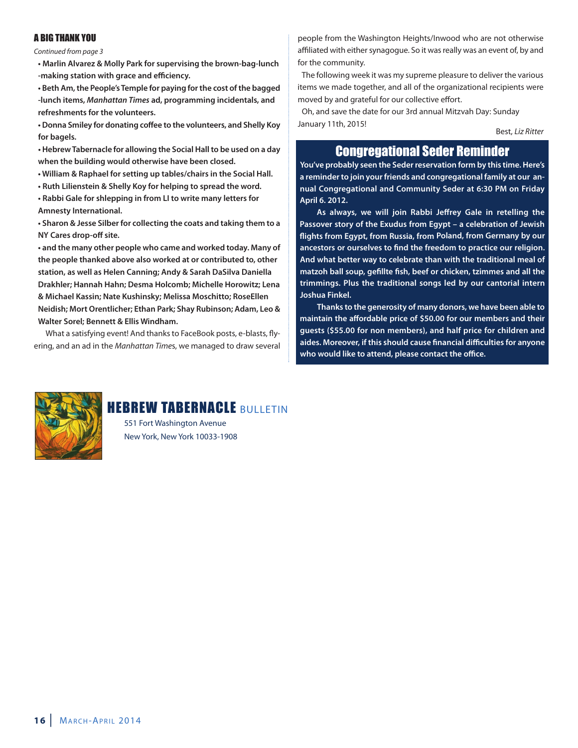## A BIG THANK YOU

*Continued from page 3*

- **Marlin Alvarez & Molly Park for supervising the brown-bag-lunch -making station with grace and efficiency.**
- **Beth Am, the People's Temple for paying for the cost of the bagged -lunch items, *Manhattan Times* ad, programming incidentals, and refreshments for the volunteers.**
- **Donna Smiley for donating coffee to the volunteers, and Shelly Koy for bagels.**
- **Hebrew Tabernacle for allowing the Social Hall to be used on a day when the building would otherwise have been closed.**
- **William & Raphael for setting up tables/chairs in the Social Hall.**
- **Ruth Lilienstein & Shelly Koy for helping to spread the word.**
- **Rabbi Gale for shlepping in from LI to write many letters for Amnesty International.**
- **Sharon & Jesse Silber for collecting the coats and taking them to a NY Cares drop-off site.**
- **and the many other people who came and worked today. Many of the people thanked above also worked at or contributed to, other station, as well as Helen Canning; Andy & Sarah DaSilva Daniella Drakhler; Hannah Hahn; Desma Holcomb; Michelle Horowitz; Lena & Michael Kassin; Nate Kushinsky; Melissa Moschitto; RoseEllen Neidish; Mort Orentlicher; Ethan Park; Shay Rubinson; Adam, Leo & Walter Sorel; Bennett & Ellis Windham.**

What a satisfying event! And thanks to FaceBook posts, e-blasts, flyering, and an ad in the *Manhattan Times*, we managed to draw several people from the Washington Heights/Inwood who are not otherwise affiliated with either synagogue. So it was really was an event of, by and for the community.

The following week it was my supreme pleasure to deliver the various items we made together, and all of the organizational recipients were moved by and grateful for our collective effort.

Oh, and save the date for our 3rd annual Mitzvah Day: Sunday January 11th, 2015!

Best, *Liz Ritter*

## Congregational Seder Reminder

**You've probably seen the Seder reservation form by this time. Here's a reminder to join your friends and congregational family at our annual Congregational and Community Seder at 6:30 PM on Friday April 6. 2012.**

**As always, we will join Rabbi Jeffrey Gale in retelling the Passover story of the Exudus from Egypt – a celebration of Jewish flights from Egypt, from Russia, from Poland, from Germany by our ancestors or ourselves to find the freedom to practice our religion. And what better way to celebrate than with the traditional meal of matzoh ball soup, gefillte fish, beef or chicken, tzimmes and all the trimmings. Plus the traditional songs led by our cantorial intern Joshua Finkel.**

**Thanks to the generosity of many donors, we have been able to maintain the affordable price of $50.00 for our members and their guests ($55.00 for non members), and half price for children and aides. Moreover, if this should cause financial difficulties for anyone who would like to attend, please contact the office.**

**HEBREW TABERNACLE** BULLETIN

551 Fort Washington Avenue
New York, New York 10033-1908